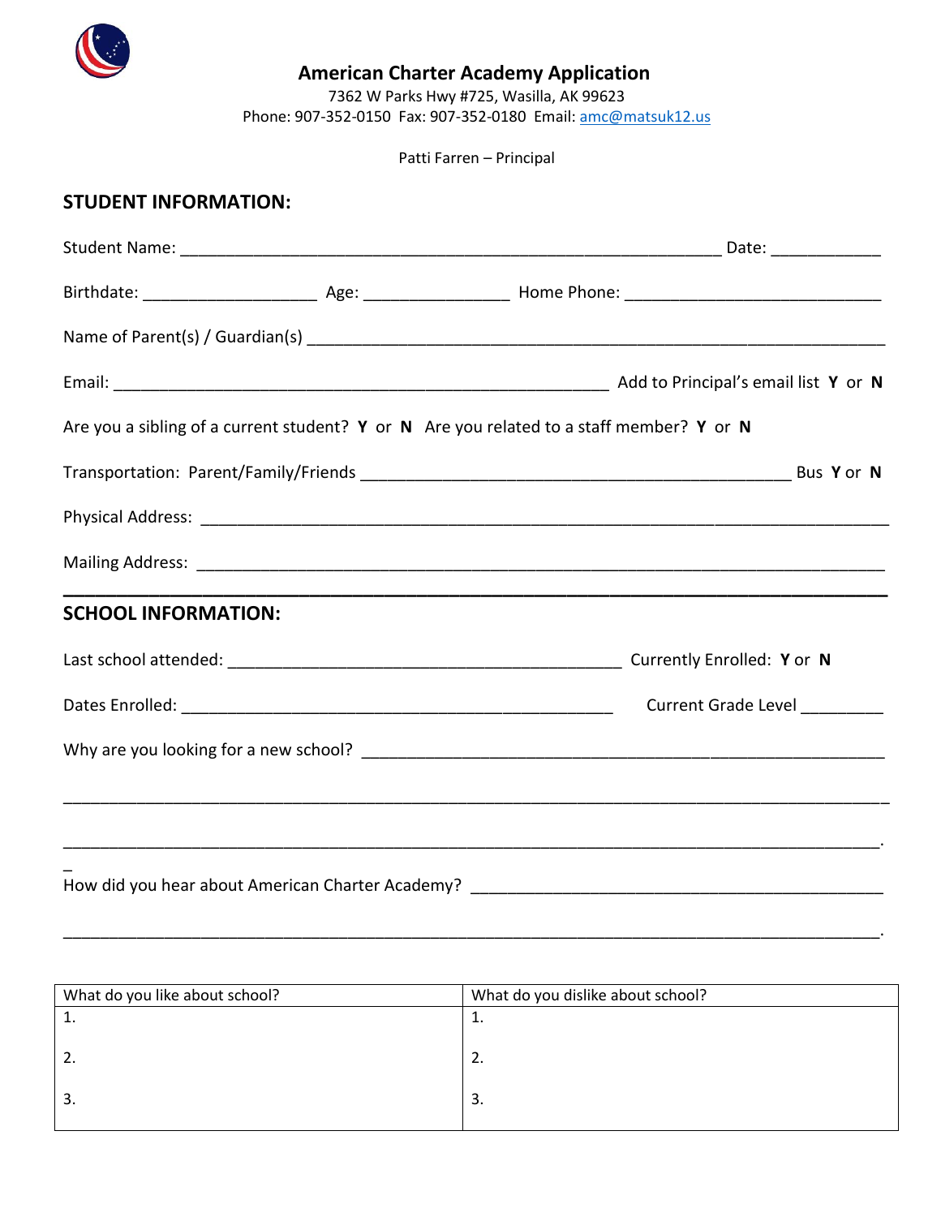# American Charter Academy Application

7362 W Parks Hwy #725, Wasilla, AK 99623
Phone: 907-352-0150 Fax: 907-352-0180 Email: amc@matsuk12.us

Patti Farren – Principal

## STUDENT INFORMATION:

Student Name: ___________________________________________________________ Date: ____________

Birthdate: ___________________ Age: ________________ Home Phone: ____________________________

Name of Parent(s) / Guardian(s) ________________________________________________________________

Email: _______________________________________________________ Add to Principal's email list **Y** or **N**

Are you a sibling of a current student? **Y** or **N** Are you related to a staff member? **Y** or **N**

Transportation: Parent/Family/Friends ________________________________________________ Bus **Y** or **N**

Physical Address: _______________________________________________________________________

Mailing Address: _______________________________________________________________________

## SCHOOL INFORMATION:

Last school attended: ___________________________________________ Currently Enrolled: **Y** or **N**

Dates Enrolled: ________________________________________________ Current Grade Level _________

Why are you looking for a new school? _____________________________________________________

_____________________________________________________________________________________

_____________________________________________________________________________________.

How did you hear about American Charter Academy? _____________________________________________

_____________________________________________________________________________________.

| What do you like about school? | What do you dislike about school? |
|---|---|
| 1. | 1. |
| 2. | 2. |
| 3. | 3. |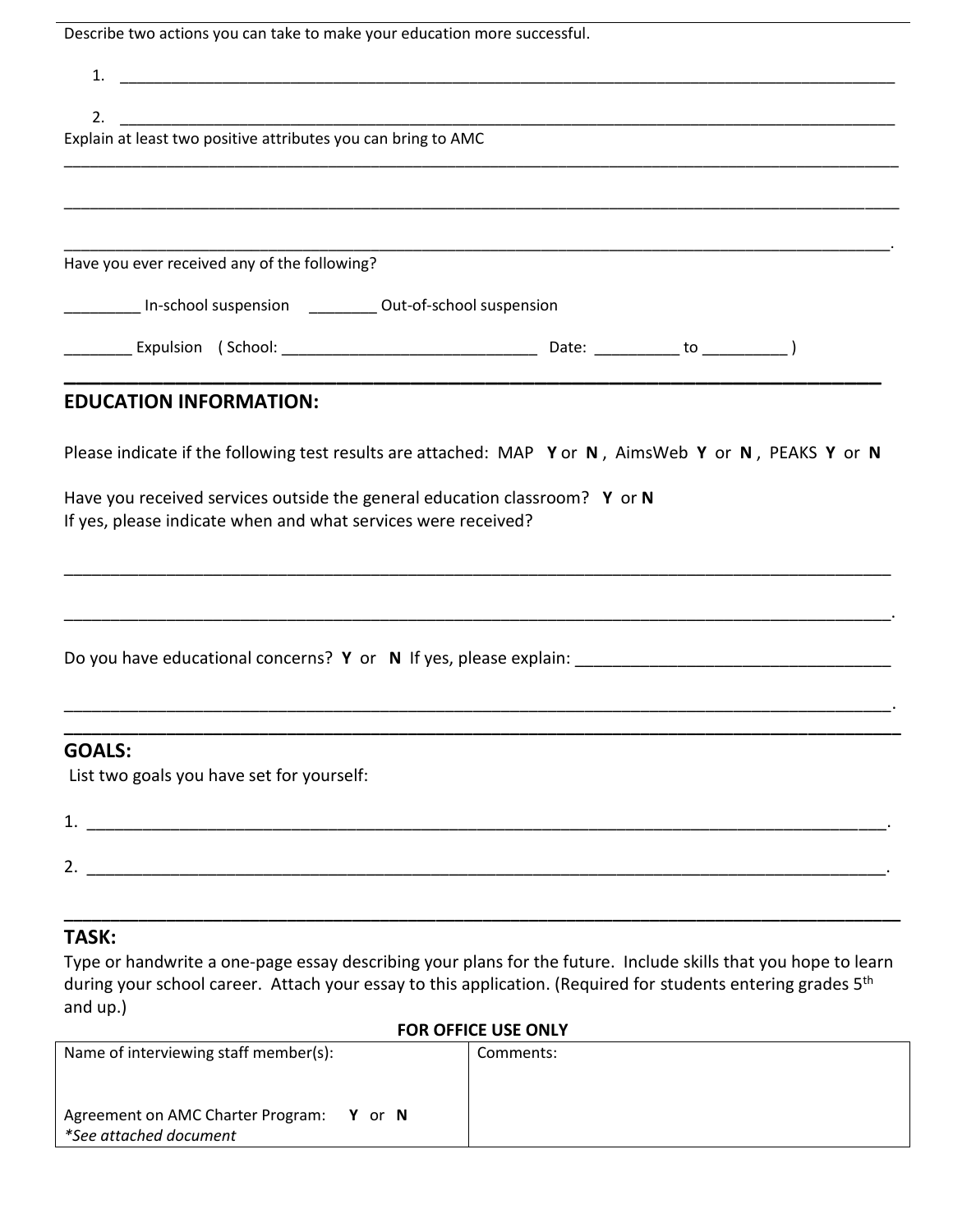Describe two actions you can take to make your education more successful.

1. ____________________________________________________________________________________

2. ____________________________________________________________________________________

Explain at least two positive attributes you can bring to AMC

______________________________________________________________________________________

______________________________________________________________________________________

______________________________________________________________________________________.

Have you ever received any of the following?

_________ In-school suspension ________ Out-of-school suspension

________ Expulsion ( School: ______________________________ Date: __________ to __________ )

## EDUCATION INFORMATION:

Please indicate if the following test results are attached: MAP **Y** or **N**, AimsWeb **Y** or **N**, PEAKS **Y** or **N**

Have you received services outside the general education classroom? **Y** or **N**
If yes, please indicate when and what services were received?

______________________________________________________________________________________

______________________________________________________________________________________.

Do you have educational concerns? **Y** or **N** If yes, please explain: ___________________________________

______________________________________________________________________________________.

## GOALS:

List two goals you have set for yourself:

1. ___________________________________________________________________________________.

2. ___________________________________________________________________________________.

## TASK:

Type or handwrite a one-page essay describing your plans for the future. Include skills that you hope to learn during your school career. Attach your essay to this application. (Required for students entering grades 5th and up.)

**FOR OFFICE USE ONLY**

| | |
|---|---|
| Name of interviewing staff member(s):<br><br>Agreement on AMC Charter Program: **Y** or **N**<br>*\*See attached document* | Comments: |